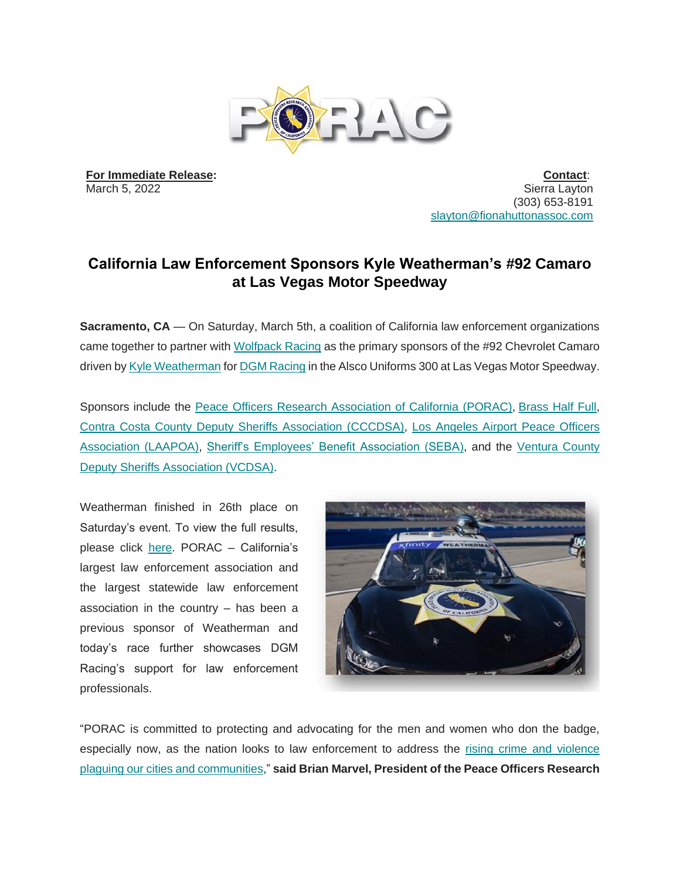**For Immediate Release:**
March 5, 2022

**Contact**:
Sierra Layton
(303) 653-8191
slayton@fionahuttonassoc.com

## California Law Enforcement Sponsors Kyle Weatherman's #92 Camaro at Las Vegas Motor Speedway

**Sacramento, CA** — On Saturday, March 5th, a coalition of California law enforcement organizations came together to partner with Wolfpack Racing as the primary sponsors of the #92 Chevrolet Camaro driven by Kyle Weatherman for DGM Racing in the Alsco Uniforms 300 at Las Vegas Motor Speedway.

Sponsors include the Peace Officers Research Association of California (PORAC), Brass Half Full, Contra Costa County Deputy Sheriffs Association (CCCDSA), Los Angeles Airport Peace Officers Association (LAAPOA), Sheriff's Employees' Benefit Association (SEBA), and the Ventura County Deputy Sheriffs Association (VCDSA).

Weatherman finished in 26th place on Saturday's event. To view the full results, please click here. PORAC – California's largest law enforcement association and the largest statewide law enforcement association in the country – has been a previous sponsor of Weatherman and today's race further showcases DGM Racing's support for law enforcement professionals.

"PORAC is committed to protecting and advocating for the men and women who don the badge, especially now, as the nation looks to law enforcement to address the rising crime and violence plaguing our cities and communities," **said Brian Marvel, President of the Peace Officers Research**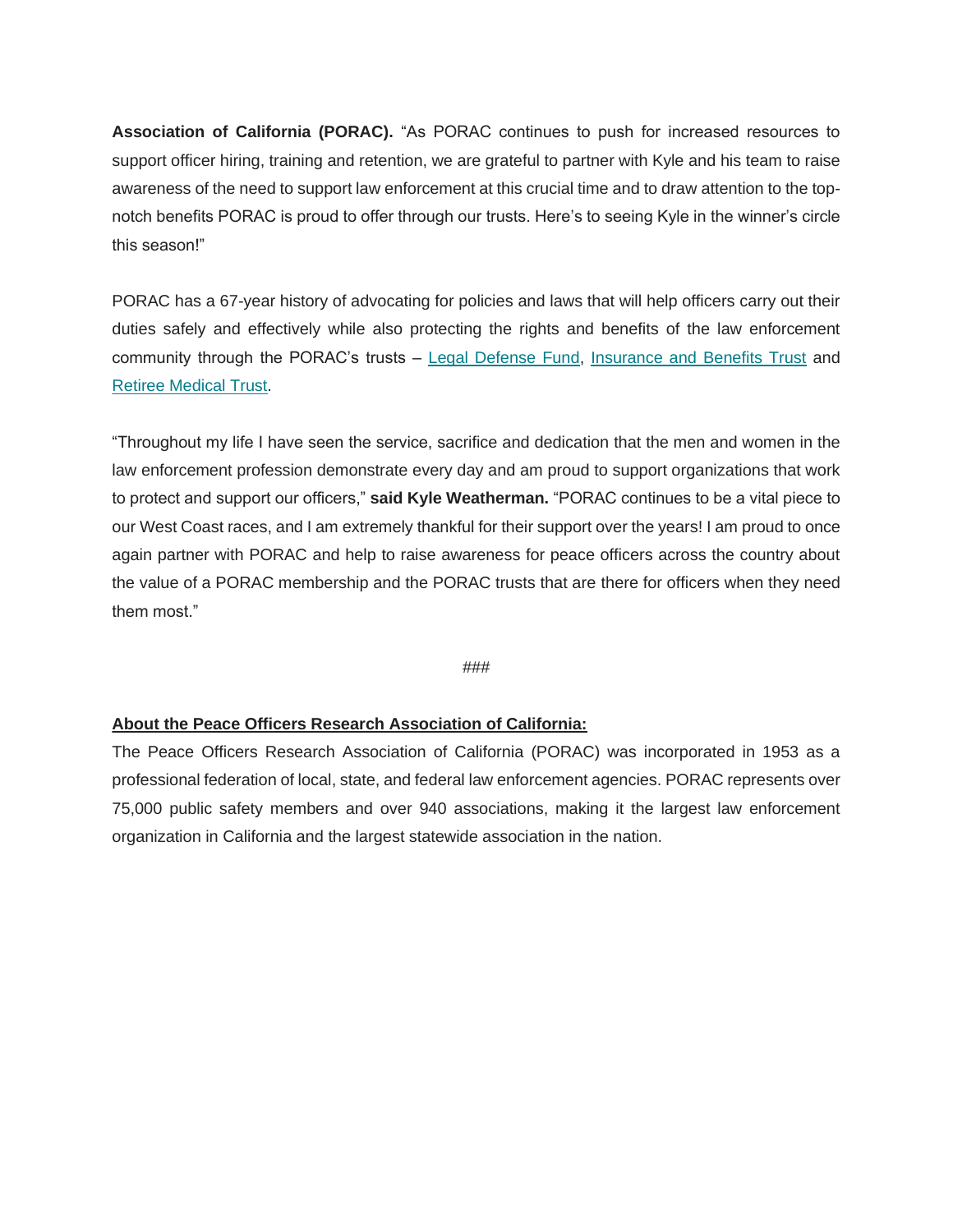**Association of California (PORAC).** "As PORAC continues to push for increased resources to support officer hiring, training and retention, we are grateful to partner with Kyle and his team to raise awareness of the need to support law enforcement at this crucial time and to draw attention to the top-notch benefits PORAC is proud to offer through our trusts. Here's to seeing Kyle in the winner's circle this season!"

PORAC has a 67-year history of advocating for policies and laws that will help officers carry out their duties safely and effectively while also protecting the rights and benefits of the law enforcement community through the PORAC's trusts – Legal Defense Fund, Insurance and Benefits Trust and Retiree Medical Trust.

"Throughout my life I have seen the service, sacrifice and dedication that the men and women in the law enforcement profession demonstrate every day and am proud to support organizations that work to protect and support our officers," **said Kyle Weatherman.** "PORAC continues to be a vital piece to our West Coast races, and I am extremely thankful for their support over the years! I am proud to once again partner with PORAC and help to raise awareness for peace officers across the country about the value of a PORAC membership and the PORAC trusts that are there for officers when they need them most."

###

**About the Peace Officers Research Association of California:**

The Peace Officers Research Association of California (PORAC) was incorporated in 1953 as a professional federation of local, state, and federal law enforcement agencies. PORAC represents over 75,000 public safety members and over 940 associations, making it the largest law enforcement organization in California and the largest statewide association in the nation.